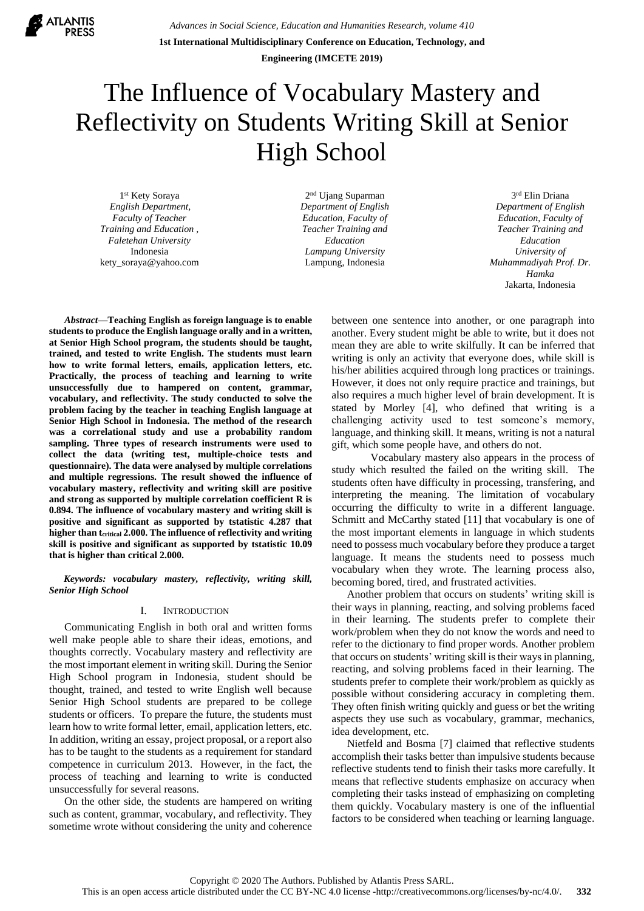# The Influence of Vocabulary Mastery and Reflectivity on Students Writing Skill at Senior High School

1st Kety Soraya
*English Department, Faculty of Teacher Training and Education , Faletehan University*
Indonesia
kety_soraya@yahoo.com

2nd Ujang Suparman
*Department of English Education, Faculty of Teacher Training and Education*
*Lampung University*
Lampung, Indonesia

3rd Elin Driana
*Department of English Education, Faculty of Teacher Training and Education*
*University of Muhammadiyah Prof. Dr. Hamka*
Jakarta, Indonesia

***Abstract*—Teaching English as foreign language is to enable students to produce the English language orally and in a written, at Senior High School program, the students should be taught, trained, and tested to write English. The students must learn how to write formal letters, emails, application letters, etc. Practically, the process of teaching and learning to write unsuccessfully due to hampered on content, grammar, vocabulary, and reflectivity. The study conducted to solve the problem facing by the teacher in teaching English language at Senior High School in Indonesia. The method of the research was a correlational study and use a probability random sampling. Three types of research instruments were used to collect the data (writing test, multiple-choice tests and questionnaire). The data were analysed by multiple correlations and multiple regressions. The result showed the influence of vocabulary mastery, reflectivity and writing skill are positive and strong as supported by multiple correlation coefficient R is 0.894. The influence of vocabulary mastery and writing skill is positive and significant as supported by tstatistic 4.287 that higher than $t_{critical}$ 2.000. The influence of reflectivity and writing skill is positive and significant as supported by tstatistic 10.09 that is higher than critical 2.000.**

***Keywords: vocabulary mastery, reflectivity, writing skill, Senior High School***

## I. Introduction

Communicating English in both oral and written forms well make people able to share their ideas, emotions, and thoughts correctly. Vocabulary mastery and reflectivity are the most important element in writing skill. During the Senior High School program in Indonesia, student should be thought, trained, and tested to write English well because Senior High School students are prepared to be college students or officers. To prepare the future, the students must learn how to write formal letter, email, application letters, etc. In addition, writing an essay, project proposal, or a report also has to be taught to the students as a requirement for standard competence in curriculum 2013. However, in the fact, the process of teaching and learning to write is conducted unsuccessfully for several reasons.

On the other side, the students are hampered on writing such as content, grammar, vocabulary, and reflectivity. They sometime wrote without considering the unity and coherence between one sentence into another, or one paragraph into another. Every student might be able to write, but it does not mean they are able to write skilfully. It can be inferred that writing is only an activity that everyone does, while skill is his/her abilities acquired through long practices or trainings. However, it does not only require practice and trainings, but also requires a much higher level of brain development. It is stated by Morley [4], who defined that writing is a challenging activity used to test someone's memory, language, and thinking skill. It means, writing is not a natural gift, which some people have, and others do not.

Vocabulary mastery also appears in the process of study which resulted the failed on the writing skill. The students often have difficulty in processing, transfering, and interpreting the meaning. The limitation of vocabulary occurring the difficulty to write in a different language. Schmitt and McCarthy stated [11] that vocabulary is one of the most important elements in language in which students need to possess much vocabulary before they produce a target language. It means the students need to possess much vocabulary when they wrote. The learning process also, becoming bored, tired, and frustrated activities.

Another problem that occurs on students' writing skill is their ways in planning, reacting, and solving problems faced in their learning. The students prefer to complete their work/problem when they do not know the words and need to refer to the dictionary to find proper words. Another problem that occurs on students' writing skill is their ways in planning, reacting, and solving problems faced in their learning. The students prefer to complete their work/problem as quickly as possible without considering accuracy in completing them. They often finish writing quickly and guess or bet the writing aspects they use such as vocabulary, grammar, mechanics, idea development, etc.

Nietfeld and Bosma [7] claimed that reflective students accomplish their tasks better than impulsive students because reflective students tend to finish their tasks more carefully. It means that reflective students emphasize on accuracy when completing their tasks instead of emphasizing on completing them quickly. Vocabulary mastery is one of the influential factors to be considered when teaching or learning language.

Copyright © 2020 The Authors. Published by Atlantis Press SARL.
This is an open access article distributed under the CC BY-NC 4.0 license -http://creativecommons.org/licenses/by-nc/4.0/.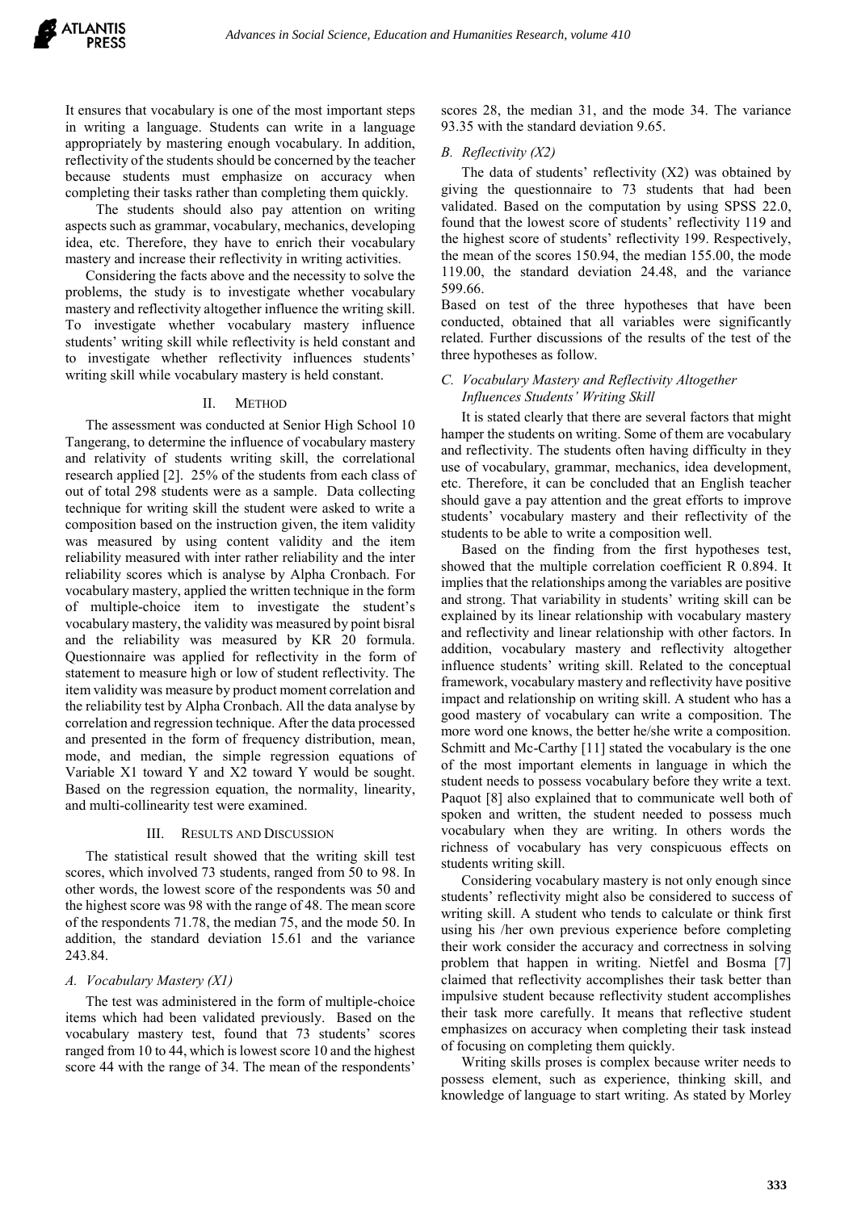It ensures that vocabulary is one of the most important steps in writing a language. Students can write in a language appropriately by mastering enough vocabulary. In addition, reflectivity of the students should be concerned by the teacher because students must emphasize on accuracy when completing their tasks rather than completing them quickly.

The students should also pay attention on writing aspects such as grammar, vocabulary, mechanics, developing idea, etc. Therefore, they have to enrich their vocabulary mastery and increase their reflectivity in writing activities.

Considering the facts above and the necessity to solve the problems, the study is to investigate whether vocabulary mastery and reflectivity altogether influence the writing skill. To investigate whether vocabulary mastery influence students' writing skill while reflectivity is held constant and to investigate whether reflectivity influences students' writing skill while vocabulary mastery is held constant.

## II. METHOD

The assessment was conducted at Senior High School 10 Tangerang, to determine the influence of vocabulary mastery and relativity of students writing skill, the correlational research applied [2]. 25% of the students from each class of out of total 298 students were as a sample. Data collecting technique for writing skill the student were asked to write a composition based on the instruction given, the item validity was measured by using content validity and the item reliability measured with inter rather reliability and the inter reliability scores which is analyse by Alpha Cronbach. For vocabulary mastery, applied the written technique in the form of multiple-choice item to investigate the student's vocabulary mastery, the validity was measured by point bisral and the reliability was measured by KR 20 formula. Questionnaire was applied for reflectivity in the form of statement to measure high or low of student reflectivity. The item validity was measure by product moment correlation and the reliability test by Alpha Cronbach. All the data analyse by correlation and regression technique. After the data processed and presented in the form of frequency distribution, mean, mode, and median, the simple regression equations of Variable X1 toward Y and X2 toward Y would be sought. Based on the regression equation, the normality, linearity, and multi-collinearity test were examined.

## III. RESULTS AND DISCUSSION

The statistical result showed that the writing skill test scores, which involved 73 students, ranged from 50 to 98. In other words, the lowest score of the respondents was 50 and the highest score was 98 with the range of 48. The mean score of the respondents 71.78, the median 75, and the mode 50. In addition, the standard deviation 15.61 and the variance 243.84.

### *A. Vocabulary Mastery (X1)*

The test was administered in the form of multiple-choice items which had been validated previously. Based on the vocabulary mastery test, found that 73 students' scores ranged from 10 to 44, which is lowest score 10 and the highest score 44 with the range of 34. The mean of the respondents' scores 28, the median 31, and the mode 34. The variance 93.35 with the standard deviation 9.65.

### *B. Reflectivity (X2)*

The data of students' reflectivity (X2) was obtained by giving the questionnaire to 73 students that had been validated. Based on the computation by using SPSS 22.0, found that the lowest score of students' reflectivity 119 and the highest score of students' reflectivity 199. Respectively, the mean of the scores 150.94, the median 155.00, the mode 119.00, the standard deviation 24.48, and the variance 599.66.

Based on test of the three hypotheses that have been conducted, obtained that all variables were significantly related. Further discussions of the results of the test of the three hypotheses as follow.

### *C. Vocabulary Mastery and Reflectivity Altogether Influences Students' Writing Skill*

It is stated clearly that there are several factors that might hamper the students on writing. Some of them are vocabulary and reflectivity. The students often having difficulty in they use of vocabulary, grammar, mechanics, idea development, etc. Therefore, it can be concluded that an English teacher should gave a pay attention and the great efforts to improve students' vocabulary mastery and their reflectivity of the students to be able to write a composition well.

Based on the finding from the first hypotheses test, showed that the multiple correlation coefficient R 0.894. It implies that the relationships among the variables are positive and strong. That variability in students' writing skill can be explained by its linear relationship with vocabulary mastery and reflectivity and linear relationship with other factors. In addition, vocabulary mastery and reflectivity altogether influence students' writing skill. Related to the conceptual framework, vocabulary mastery and reflectivity have positive impact and relationship on writing skill. A student who has a good mastery of vocabulary can write a composition. The more word one knows, the better he/she write a composition. Schmitt and Mc-Carthy [11] stated the vocabulary is the one of the most important elements in language in which the student needs to possess vocabulary before they write a text. Paquot [8] also explained that to communicate well both of spoken and written, the student needed to possess much vocabulary when they are writing. In others words the richness of vocabulary has very conspicuous effects on students writing skill.

Considering vocabulary mastery is not only enough since students' reflectivity might also be considered to success of writing skill. A student who tends to calculate or think first using his /her own previous experience before completing their work consider the accuracy and correctness in solving problem that happen in writing. Nietfel and Bosma [7] claimed that reflectivity accomplishes their task better than impulsive student because reflectivity student accomplishes their task more carefully. It means that reflective student emphasizes on accuracy when completing their task instead of focusing on completing them quickly.

Writing skills proses is complex because writer needs to possess element, such as experience, thinking skill, and knowledge of language to start writing. As stated by Morley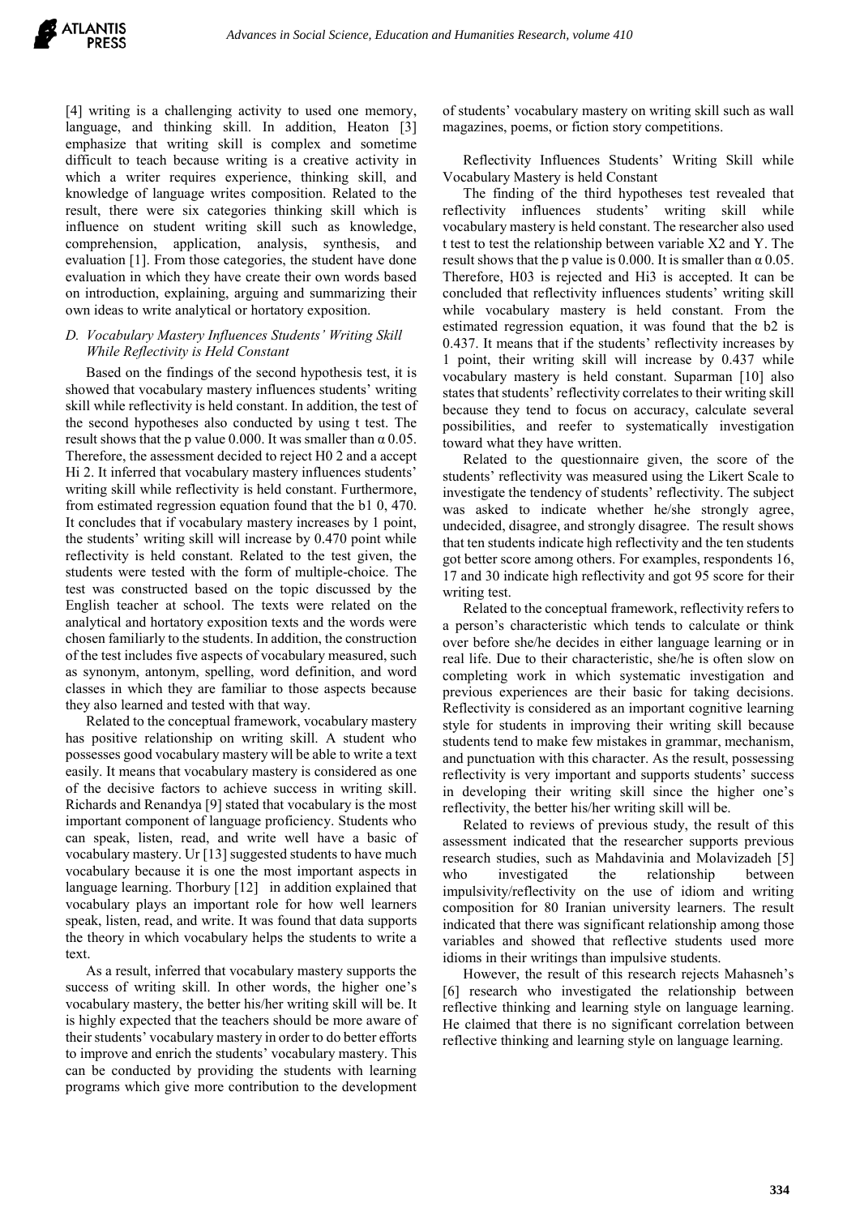[4] writing is a challenging activity to used one memory, language, and thinking skill. In addition, Heaton [3] emphasize that writing skill is complex and sometime difficult to teach because writing is a creative activity in which a writer requires experience, thinking skill, and knowledge of language writes composition. Related to the result, there were six categories thinking skill which is influence on student writing skill such as knowledge, comprehension, application, analysis, synthesis, and evaluation [1]. From those categories, the student have done evaluation in which they have create their own words based on introduction, explaining, arguing and summarizing their own ideas to write analytical or hortatory exposition.

### *D. Vocabulary Mastery Influences Students' Writing Skill While Reflectivity is Held Constant*

Based on the findings of the second hypothesis test, it is showed that vocabulary mastery influences students' writing skill while reflectivity is held constant. In addition, the test of the second hypotheses also conducted by using t test. The result shows that the p value 0.000. It was smaller than α 0.05. Therefore, the assessment decided to reject H0 2 and a accept Hi 2. It inferred that vocabulary mastery influences students' writing skill while reflectivity is held constant. Furthermore, from estimated regression equation found that the b1 0, 470. It concludes that if vocabulary mastery increases by 1 point, the students' writing skill will increase by 0.470 point while reflectivity is held constant. Related to the test given, the students were tested with the form of multiple-choice. The test was constructed based on the topic discussed by the English teacher at school. The texts were related on the analytical and hortatory exposition texts and the words were chosen familiarly to the students. In addition, the construction of the test includes five aspects of vocabulary measured, such as synonym, antonym, spelling, word definition, and word classes in which they are familiar to those aspects because they also learned and tested with that way.

Related to the conceptual framework, vocabulary mastery has positive relationship on writing skill. A student who possesses good vocabulary mastery will be able to write a text easily. It means that vocabulary mastery is considered as one of the decisive factors to achieve success in writing skill. Richards and Renandya [9] stated that vocabulary is the most important component of language proficiency. Students who can speak, listen, read, and write well have a basic of vocabulary mastery. Ur [13] suggested students to have much vocabulary because it is one the most important aspects in language learning. Thorbury [12] in addition explained that vocabulary plays an important role for how well learners speak, listen, read, and write. It was found that data supports the theory in which vocabulary helps the students to write a text.

As a result, inferred that vocabulary mastery supports the success of writing skill. In other words, the higher one's vocabulary mastery, the better his/her writing skill will be. It is highly expected that the teachers should be more aware of their students' vocabulary mastery in order to do better efforts to improve and enrich the students' vocabulary mastery. This can be conducted by providing the students with learning programs which give more contribution to the development of students' vocabulary mastery on writing skill such as wall magazines, poems, or fiction story competitions.

Reflectivity Influences Students' Writing Skill while Vocabulary Mastery is held Constant

The finding of the third hypotheses test revealed that reflectivity influences students' writing skill while vocabulary mastery is held constant. The researcher also used t test to test the relationship between variable X2 and Y. The result shows that the p value is 0.000. It is smaller than α 0.05. Therefore, H03 is rejected and Hi3 is accepted. It can be concluded that reflectivity influences students' writing skill while vocabulary mastery is held constant. From the estimated regression equation, it was found that the b2 is 0.437. It means that if the students' reflectivity increases by 1 point, their writing skill will increase by 0.437 while vocabulary mastery is held constant. Suparman [10] also states that students' reflectivity correlates to their writing skill because they tend to focus on accuracy, calculate several possibilities, and reefer to systematically investigation toward what they have written.

Related to the questionnaire given, the score of the students' reflectivity was measured using the Likert Scale to investigate the tendency of students' reflectivity. The subject was asked to indicate whether he/she strongly agree, undecided, disagree, and strongly disagree. The result shows that ten students indicate high reflectivity and the ten students got better score among others. For examples, respondents 16, 17 and 30 indicate high reflectivity and got 95 score for their writing test.

Related to the conceptual framework, reflectivity refers to a person's characteristic which tends to calculate or think over before she/he decides in either language learning or in real life. Due to their characteristic, she/he is often slow on completing work in which systematic investigation and previous experiences are their basic for taking decisions. Reflectivity is considered as an important cognitive learning style for students in improving their writing skill because students tend to make few mistakes in grammar, mechanism, and punctuation with this character. As the result, possessing reflectivity is very important and supports students' success in developing their writing skill since the higher one's reflectivity, the better his/her writing skill will be.

Related to reviews of previous study, the result of this assessment indicated that the researcher supports previous research studies, such as Mahdavinia and Molavizadeh [5] who investigated the relationship between impulsivity/reflectivity on the use of idiom and writing composition for 80 Iranian university learners. The result indicated that there was significant relationship among those variables and showed that reflective students used more idioms in their writings than impulsive students.

However, the result of this research rejects Mahasneh's [6] research who investigated the relationship between reflective thinking and learning style on language learning. He claimed that there is no significant correlation between reflective thinking and learning style on language learning.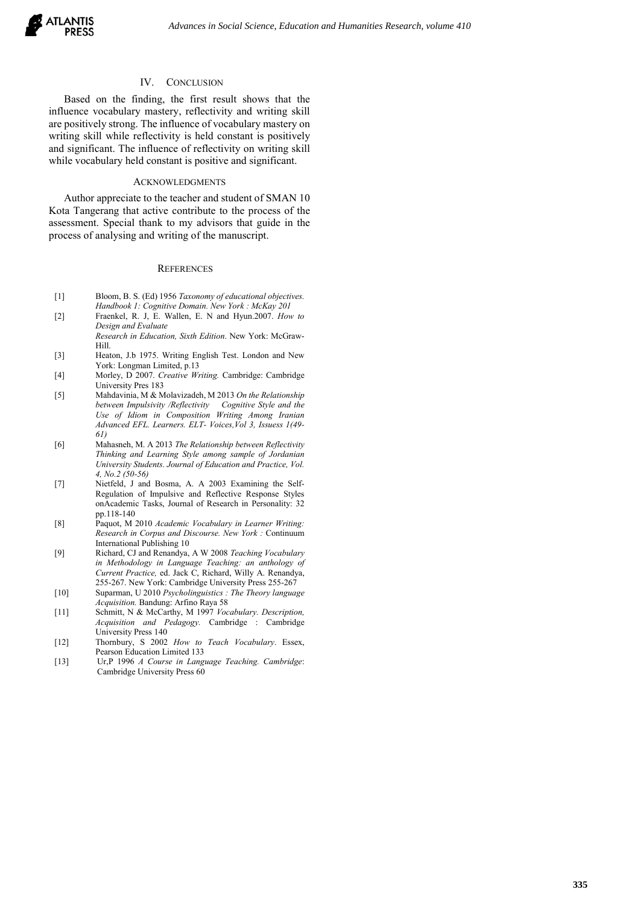## IV. CONCLUSION

Based on the finding, the first result shows that the influence vocabulary mastery, reflectivity and writing skill are positively strong. The influence of vocabulary mastery on writing skill while reflectivity is held constant is positively and significant. The influence of reflectivity on writing skill while vocabulary held constant is positive and significant.

## ACKNOWLEDGMENTS

Author appreciate to the teacher and student of SMAN 10 Kota Tangerang that active contribute to the process of the assessment. Special thank to my advisors that guide in the process of analysing and writing of the manuscript.

## REFERENCES

[1] Bloom, B. S. (Ed) 1956 *Taxonomy of educational objectives. Handbook 1: Cognitive Domain. New York : McKay 201*

[2] Fraenkel, R. J, E. Wallen, E. N and Hyun.2007. *How to Design and Evaluate Research in Education, Sixth Edition*. New York: McGraw-Hill.

[3] Heaton, J.b 1975. Writing English Test. London and New York: Longman Limited, p.13

[4] Morley, D 2007. *Creative Writing.* Cambridge: Cambridge University Pres 183

[5] Mahdavinia, M & Molavizadeh, M 2013 *On the Relationship between Impulsivity /Reflectivity Cognitive Style and the Use of Idiom in Composition Writing Among Iranian Advanced EFL. Learners. ELT- Voices,Vol 3, Issuess 1(49-61)*

[6] Mahasneh, M. A 2013 *The Relationship between Reflectivity Thinking and Learning Style among sample of Jordanian University Students. Journal of Education and Practice, Vol. 4, No.2 (50-56)*

[7] Nietfeld, J and Bosma, A. A 2003 Examining the Self-Regulation of Impulsive and Reflective Response Styles onAcademic Tasks, Journal of Research in Personality: 32 pp.118-140

[8] Paquot, M 2010 *Academic Vocabulary in Learner Writing: Research in Corpus and Discourse. New York :* Continuum International Publishing 10

[9] Richard, CJ and Renandya, A W 2008 *Teaching Vocabulary in Methodology in Language Teaching: an anthology of Current Practice,* ed. Jack C, Richard, Willy A. Renandya, 255-267. New York: Cambridge University Press 255-267

[10] Suparman, U 2010 *Psycholinguistics : The Theory language Acquisition.* Bandung: Arfino Raya 58

[11] Schmitt, N & McCarthy, M 1997 *Vocabulary. Description, Acquisition and Pedagogy.* Cambridge : Cambridge University Press 140

[12] Thornbury, S 2002 *How to Teach Vocabulary*. Essex, Pearson Education Limited 133

[13] Ur,P 1996 *A Course in Language Teaching. Cambridge*: Cambridge University Press 60